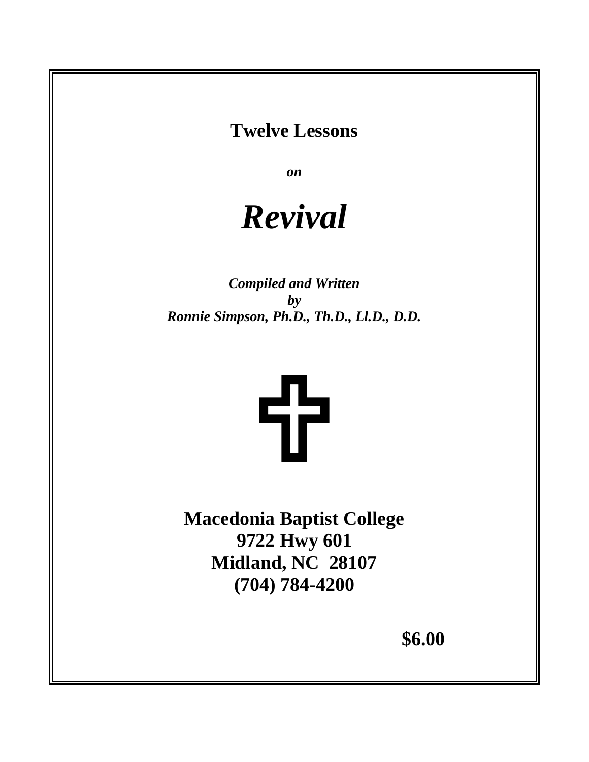**Twelve Lessons**

***on***

# *Revival*

***Compiled and Written***
***by***
***Ronnie Simpson, Ph.D., Th.D., Ll.D., D.D.***

**Macedonia Baptist College**
**9722 Hwy 601**
**Midland, NC 28107**
**(704) 784-4200**

**$6.00**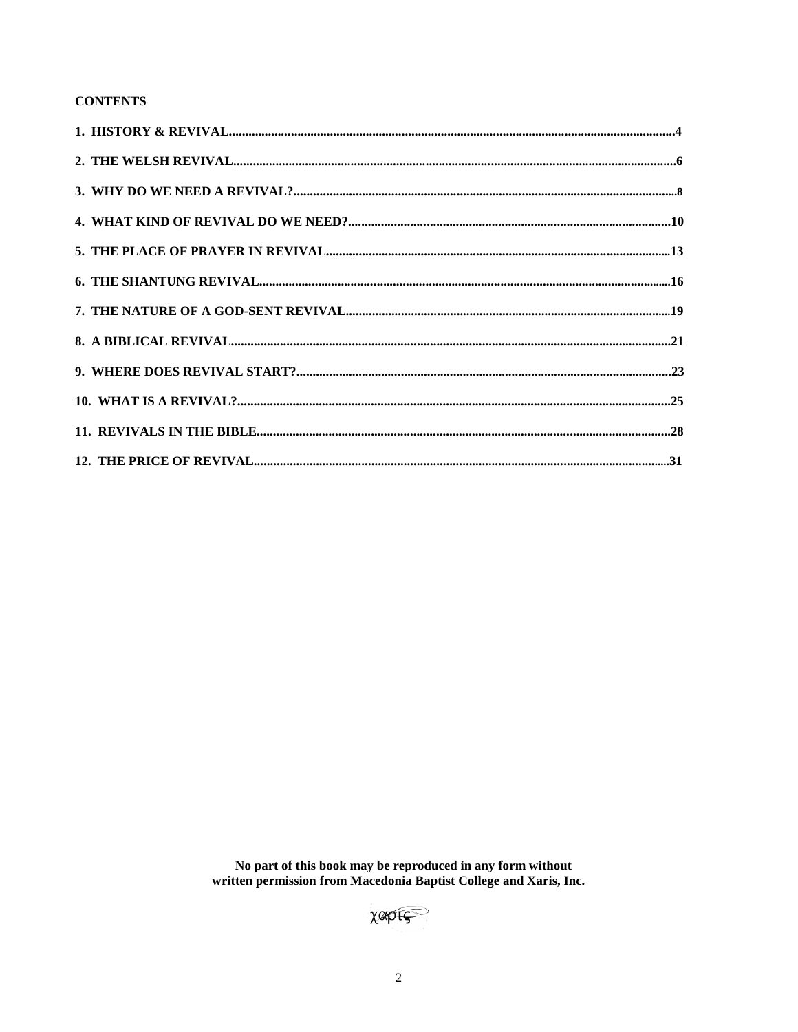**CONTENTS**

**1. HISTORY & REVIVAL........................................................................................................................4**

**2. THE WELSH REVIVAL........................................................................................................................6**

**3. WHY DO WE NEED A REVIVAL?........................................................................................................8**

**4. WHAT KIND OF REVIVAL DO WE NEED?........................................................................................10**

**5. THE PLACE OF PRAYER IN REVIVAL...............................................................................................13**

**6. THE SHANTUNG REVIVAL................................................................................................................16**

**7. THE NATURE OF A GOD-SENT REVIVAL........................................................................................19**

**8. A BIBLICAL REVIVAL........................................................................................................................21**

**9. WHERE DOES REVIVAL START?......................................................................................................23**

**10. WHAT IS A REVIVAL?......................................................................................................................25**

**11. REVIVALS IN THE BIBLE.................................................................................................................28**

**12. THE PRICE OF REVIVAL..................................................................................................................31**

**No part of this book may be reproduced in any form without written permission from Macedonia Baptist College and Xaris, Inc.**

χαρις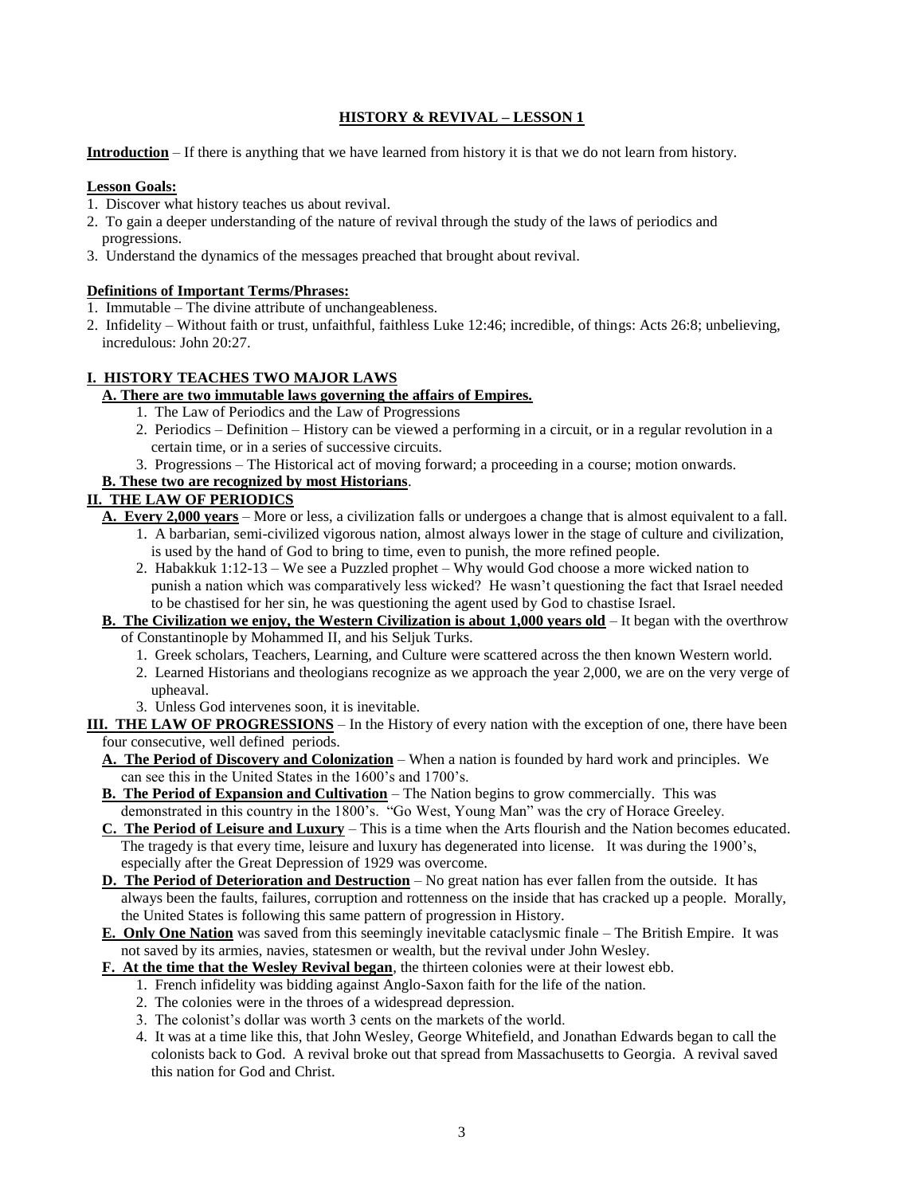# HISTORY & REVIVAL – LESSON 1

**Introduction** – If there is anything that we have learned from history it is that we do not learn from history.

**Lesson Goals:**

1. Discover what history teaches us about revival.
2. To gain a deeper understanding of the nature of revival through the study of the laws of periodics and progressions.
3. Understand the dynamics of the messages preached that brought about revival.

**Definitions of Important Terms/Phrases:**

1. Immutable – The divine attribute of unchangeableness.
2. Infidelity – Without faith or trust, unfaithful, faithless Luke 12:46; incredible, of things: Acts 26:8; unbelieving, incredulous: John 20:27.

## I. HISTORY TEACHES TWO MAJOR LAWS

**A. There are two immutable laws governing the affairs of Empires.**

1. The Law of Periodics and the Law of Progressions
2. Periodics – Definition – History can be viewed a performing in a circuit, or in a regular revolution in a certain time, or in a series of successive circuits.
3. Progressions – The Historical act of moving forward; a proceeding in a course; motion onwards.

**B. These two are recognized by most Historians**.

## II. THE LAW OF PERIODICS

**A. Every 2,000 years** – More or less, a civilization falls or undergoes a change that is almost equivalent to a fall.

1. A barbarian, semi-civilized vigorous nation, almost always lower in the stage of culture and civilization, is used by the hand of God to bring to time, even to punish, the more refined people.
2. Habakkuk 1:12-13 – We see a Puzzled prophet – Why would God choose a more wicked nation to punish a nation which was comparatively less wicked? He wasn't questioning the fact that Israel needed to be chastised for her sin, he was questioning the agent used by God to chastise Israel.

**B. The Civilization we enjoy, the Western Civilization is about 1,000 years old** – It began with the overthrow of Constantinople by Mohammed II, and his Seljuk Turks.

1. Greek scholars, Teachers, Learning, and Culture were scattered across the then known Western world.
2. Learned Historians and theologians recognize as we approach the year 2,000, we are on the very verge of upheaval.
3. Unless God intervenes soon, it is inevitable.

## III. THE LAW OF PROGRESSIONS

In the History of every nation with the exception of one, there have been four consecutive, well defined periods.

**A. The Period of Discovery and Colonization** – When a nation is founded by hard work and principles. We can see this in the United States in the 1600's and 1700's.

**B. The Period of Expansion and Cultivation** – The Nation begins to grow commercially. This was demonstrated in this country in the 1800's. "Go West, Young Man" was the cry of Horace Greeley.

**C. The Period of Leisure and Luxury** – This is a time when the Arts flourish and the Nation becomes educated. The tragedy is that every time, leisure and luxury has degenerated into license. It was during the 1900's, especially after the Great Depression of 1929 was overcome.

**D. The Period of Deterioration and Destruction** – No great nation has ever fallen from the outside. It has always been the faults, failures, corruption and rottenness on the inside that has cracked up a people. Morally, the United States is following this same pattern of progression in History.

**E. Only One Nation** was saved from this seemingly inevitable cataclysmic finale – The British Empire. It was not saved by its armies, navies, statesmen or wealth, but the revival under John Wesley.

**F. At the time that the Wesley Revival began**, the thirteen colonies were at their lowest ebb.

1. French infidelity was bidding against Anglo-Saxon faith for the life of the nation.
2. The colonies were in the throes of a widespread depression.
3. The colonist's dollar was worth 3 cents on the markets of the world.
4. It was at a time like this, that John Wesley, George Whitefield, and Jonathan Edwards began to call the colonists back to God. A revival broke out that spread from Massachusetts to Georgia. A revival saved this nation for God and Christ.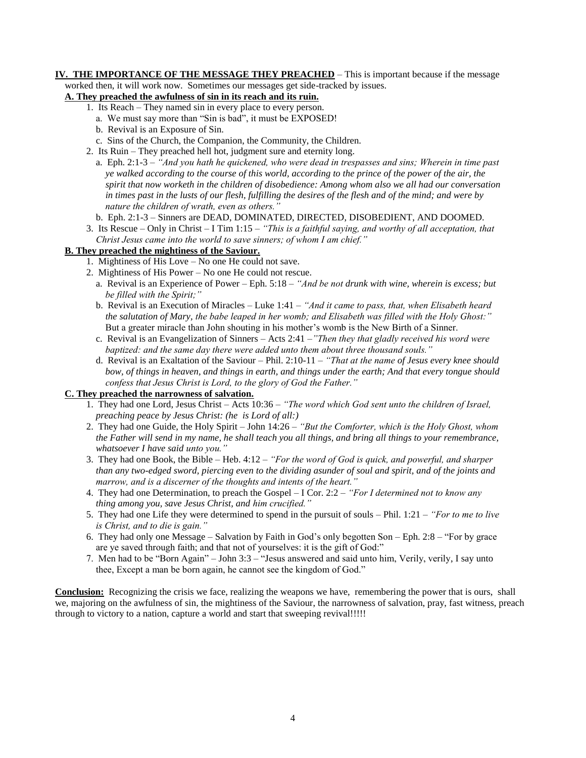**<u>IV. THE IMPORTANCE OF THE MESSAGE THEY PREACHED</u>** – This is important because if the message worked then, it will work now. Sometimes our messages get side-tracked by issues.

**<u>A. They preached the awfulness of sin in its reach and its ruin.</u>**

1. Its Reach – They named sin in every place to every person.
   a. We must say more than "Sin is bad", it must be EXPOSED!
   b. Revival is an Exposure of Sin.
   c. Sins of the Church, the Companion, the Community, the Children.
2. Its Ruin – They preached hell hot, judgment sure and eternity long.
   a. Eph. 2:1-3 – *"And you hath he quickened, who were dead in trespasses and sins; Wherein in time past ye walked according to the course of this world, according to the prince of the power of the air, the spirit that now worketh in the children of disobedience: Among whom also we all had our conversation in times past in the lusts of our flesh, fulfilling the desires of the flesh and of the mind; and were by nature the children of wrath, even as others."*
   b. Eph. 2:1-3 – Sinners are DEAD, DOMINATED, DIRECTED, DISOBEDIENT, AND DOOMED.
3. Its Rescue – Only in Christ – I Tim 1:15 – *"This is a faithful saying, and worthy of all acceptation, that Christ Jesus came into the world to save sinners; of whom I am chief."*

**<u>B. They preached the mightiness of the Saviour.</u>**

1. Mightiness of His Love – No one He could not save.
2. Mightiness of His Power – No one He could not rescue.
   a. Revival is an Experience of Power – Eph. 5:18 – *"And be not drunk with wine, wherein is excess; but be filled with the Spirit;"*
   b. Revival is an Execution of Miracles – Luke 1:41 – *"And it came to pass, that, when Elisabeth heard the salutation of Mary, the babe leaped in her womb; and Elisabeth was filled with the Holy Ghost:"* But a greater miracle than John shouting in his mother's womb is the New Birth of a Sinner.
   c. Revival is an Evangelization of Sinners – Acts 2:41 – *"Then they that gladly received his word were baptized: and the same day there were added unto them about three thousand souls."*
   d. Revival is an Exaltation of the Saviour – Phil. 2:10-11 – *"That at the name of Jesus every knee should bow, of things in heaven, and things in earth, and things under the earth; And that every tongue should confess that Jesus Christ is Lord, to the glory of God the Father."*

**<u>C. They preached the narrowness of salvation.</u>**

1. They had one Lord, Jesus Christ – Acts 10:36 – *"The word which God sent unto the children of Israel, preaching peace by Jesus Christ: (he is Lord of all:)*
2. They had one Guide, the Holy Spirit – John 14:26 – *"But the Comforter, which is the Holy Ghost, whom the Father will send in my name, he shall teach you all things, and bring all things to your remembrance, whatsoever I have said unto you."*
3. They had one Book, the Bible – Heb. 4:12 – *"For the word of God is quick, and powerful, and sharper than any two-edged sword, piercing even to the dividing asunder of soul and spirit, and of the joints and marrow, and is a discerner of the thoughts and intents of the heart."*
4. They had one Determination, to preach the Gospel – I Cor. 2:2 – *"For I determined not to know any thing among you, save Jesus Christ, and him crucified."*
5. They had one Life they were determined to spend in the pursuit of souls – Phil. 1:21 – *"For to me to live is Christ, and to die is gain."*
6. They had only one Message – Salvation by Faith in God's only begotten Son – Eph. 2:8 – "For by grace are ye saved through faith; and that not of yourselves: it is the gift of God:"
7. Men had to be "Born Again" – John 3:3 – "Jesus answered and said unto him, Verily, verily, I say unto thee, Except a man be born again, he cannot see the kingdom of God."

**<u>Conclusion:</u>** Recognizing the crisis we face, realizing the weapons we have, remembering the power that is ours, shall we, majoring on the awfulness of sin, the mightiness of the Saviour, the narrowness of salvation, pray, fast witness, preach through to victory to a nation, capture a world and start that sweeping revival!!!!!